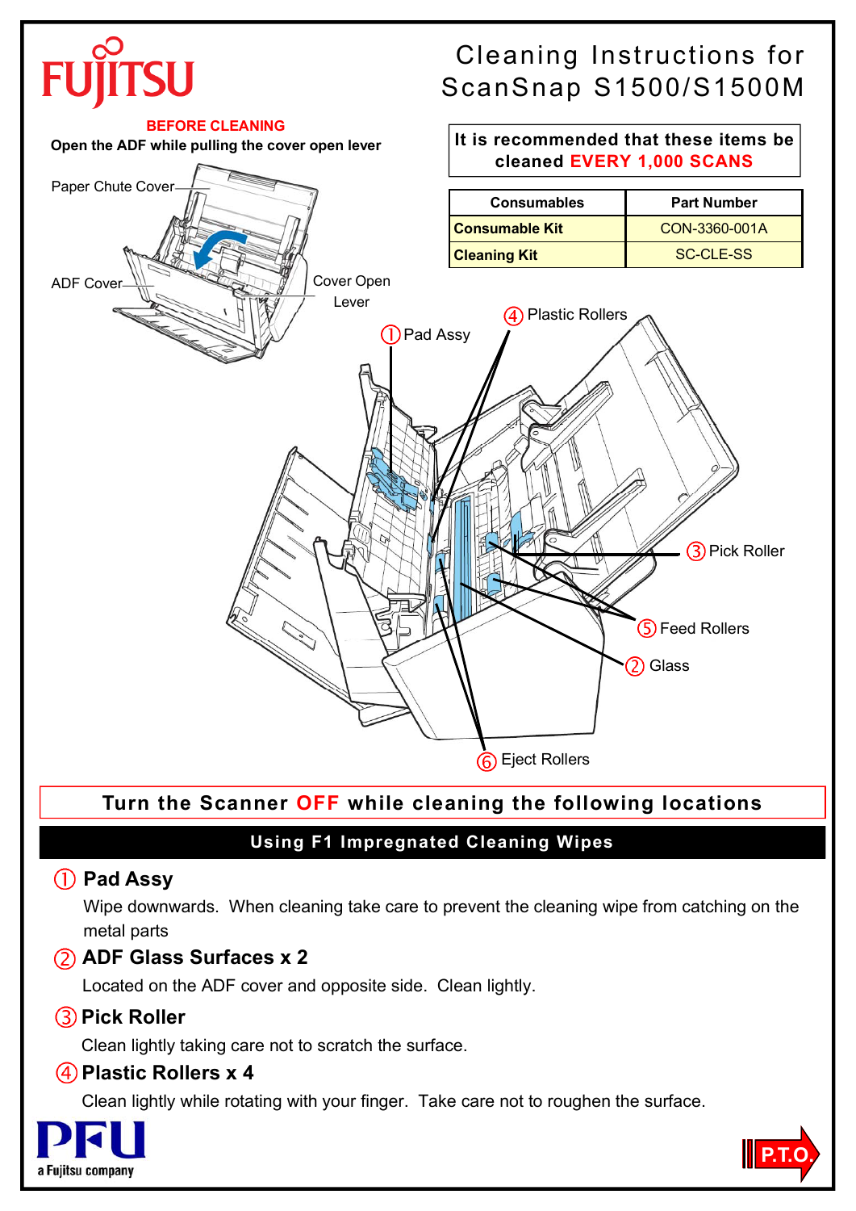# Cleaning Instructions for ScanSnap S1500/S1500M

**BEFORE CLEANING**

**Open the ADF while pulling the cover open lever**

Paper Chute Cover

ADF Cover

Cover Open Lever

**It is recommended that these items be cleaned EVERY 1,000 SCANS**

| Consumables | Part Number |
|---|---|
| **Consumable Kit** | CON-3360-001A |
| **Cleaning Kit** | SC-CLE-SS |

① Pad Assy

② Glass

③ Pick Roller

④ Plastic Rollers

⑤ Feed Rollers

⑥ Eject Rollers

**Turn the Scanner OFF while cleaning the following locations**

## Using F1 Impregnated Cleaning Wipes

### ① Pad Assy

Wipe downwards. When cleaning take care to prevent the cleaning wipe from catching on the metal parts

### ② ADF Glass Surfaces x 2

Located on the ADF cover and opposite side. Clean lightly.

### ③ Pick Roller

Clean lightly taking care not to scratch the surface.

### ④ Plastic Rollers x 4

Clean lightly while rotating with your finger. Take care not to roughen the surface.

PFU a Fujitsu company

P.T.O.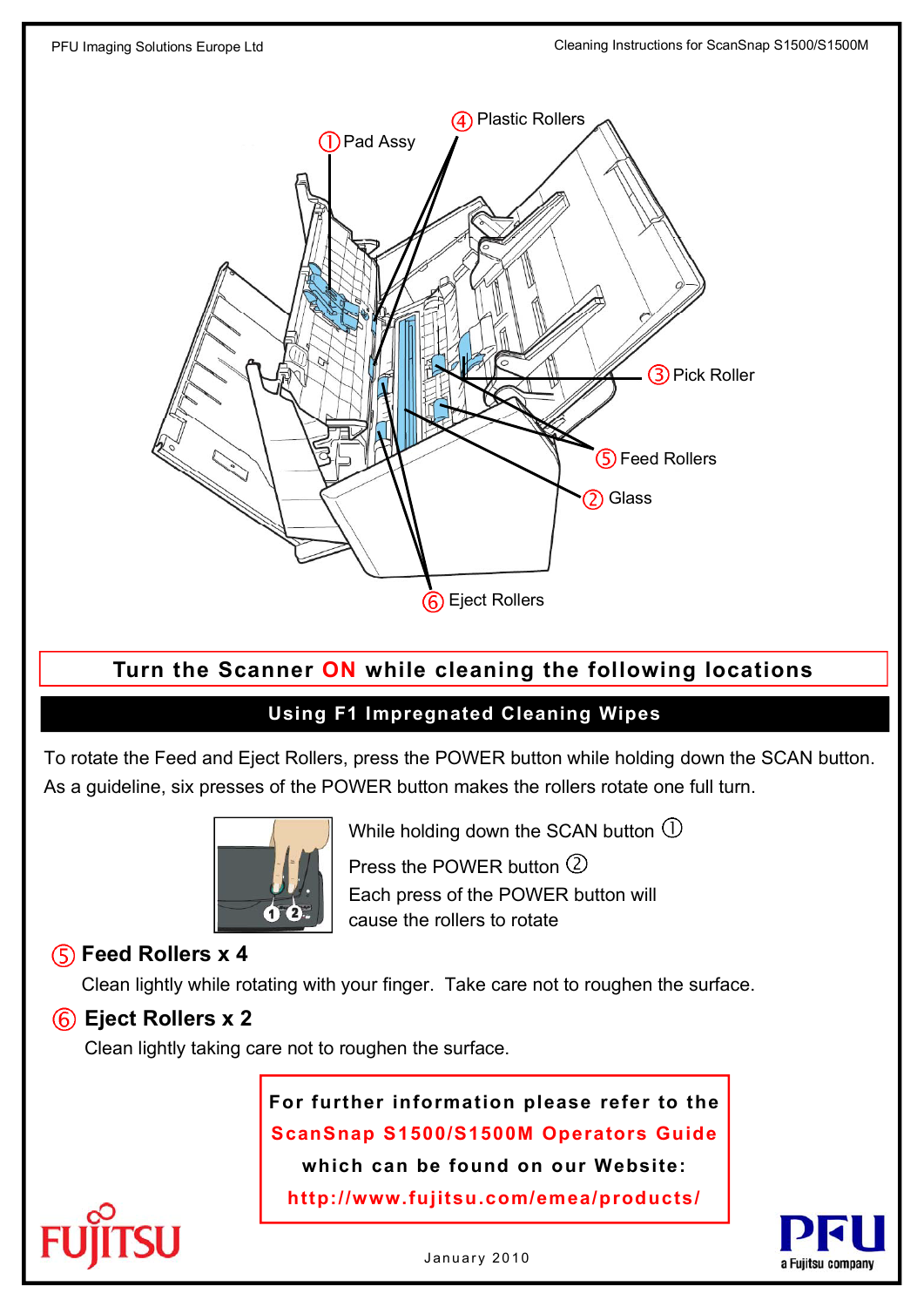① Pad Assy

④ Plastic Rollers

③ Pick Roller

⑤ Feed Rollers

② Glass

⑥ Eject Rollers

## Turn the Scanner ON while cleaning the following locations

### Using F1 Impregnated Cleaning Wipes

To rotate the Feed and Eject Rollers, press the POWER button while holding down the SCAN button. As a guideline, six presses of the POWER button makes the rollers rotate one full turn.

While holding down the SCAN button ①

Press the POWER button ②

Each press of the POWER button will cause the rollers to rotate

### ⑤ Feed Rollers x 4

Clean lightly while rotating with your finger. Take care not to roughen the surface.

### ⑥ Eject Rollers x 2

Clean lightly taking care not to roughen the surface.

**For further information please refer to the ScanSnap S1500/S1500M Operators Guide which can be found on our Website: http://www.fujitsu.com/emea/products/**

January 2010